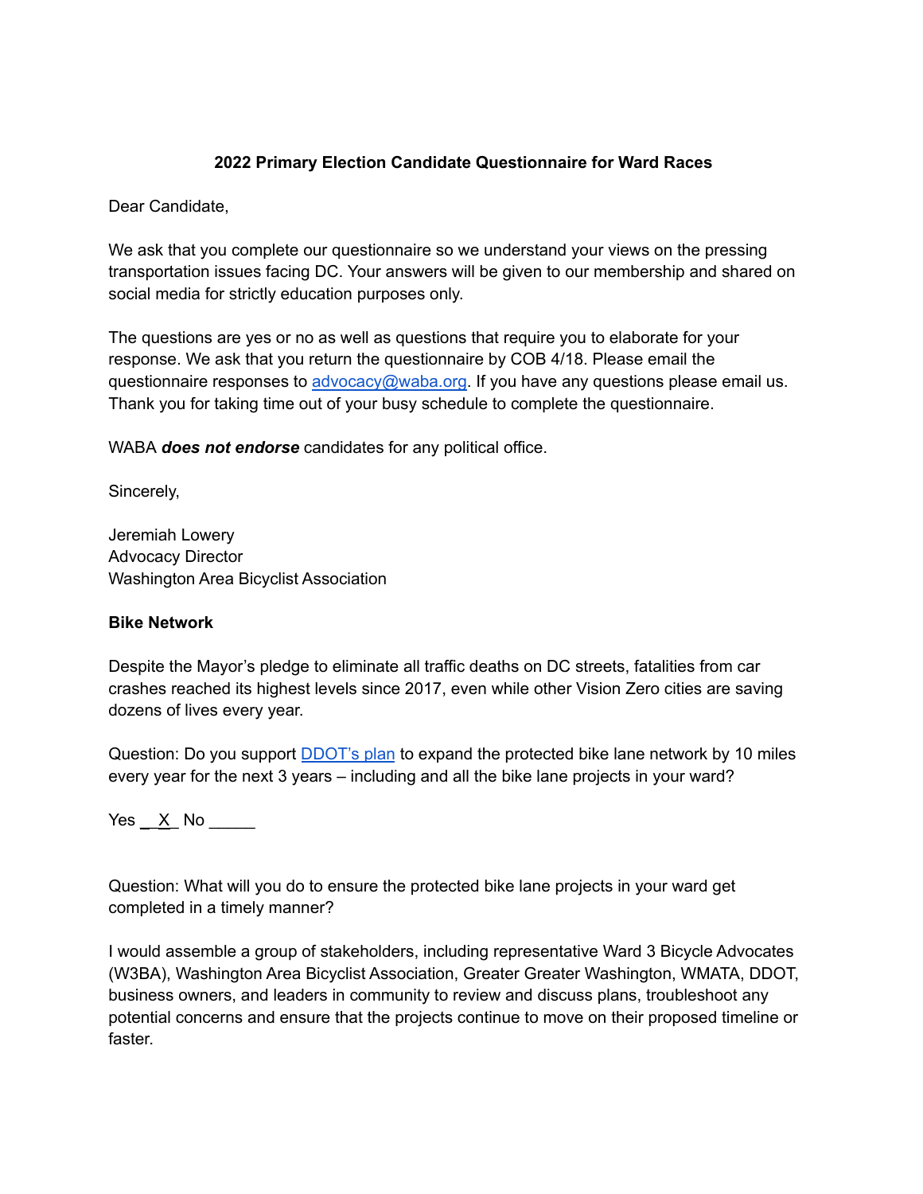# 2022 Primary Election Candidate Questionnaire for Ward Races

Dear Candidate,

We ask that you complete our questionnaire so we understand your views on the pressing transportation issues facing DC. Your answers will be given to our membership and shared on social media for strictly education purposes only.

The questions are yes or no as well as questions that require you to elaborate for your response. We ask that you return the questionnaire by COB 4/18. Please email the questionnaire responses to advocacy@waba.org. If you have any questions please email us. Thank you for taking time out of your busy schedule to complete the questionnaire.

WABA ***does not endorse*** candidates for any political office.

Sincerely,

Jeremiah Lowery
Advocacy Director
Washington Area Bicyclist Association

**Bike Network**

Despite the Mayor's pledge to eliminate all traffic deaths on DC streets, fatalities from car crashes reached its highest levels since 2017, even while other Vision Zero cities are saving dozens of lives every year.

Question: Do you support DDOT's plan to expand the protected bike lane network by 10 miles every year for the next 3 years – including and all the bike lane projects in your ward?

Yes __X_ No _____

Question: What will you do to ensure the protected bike lane projects in your ward get completed in a timely manner?

I would assemble a group of stakeholders, including representative Ward 3 Bicycle Advocates (W3BA), Washington Area Bicyclist Association, Greater Greater Washington, WMATA, DDOT, business owners, and leaders in community to review and discuss plans, troubleshoot any potential concerns and ensure that the projects continue to move on their proposed timeline or faster.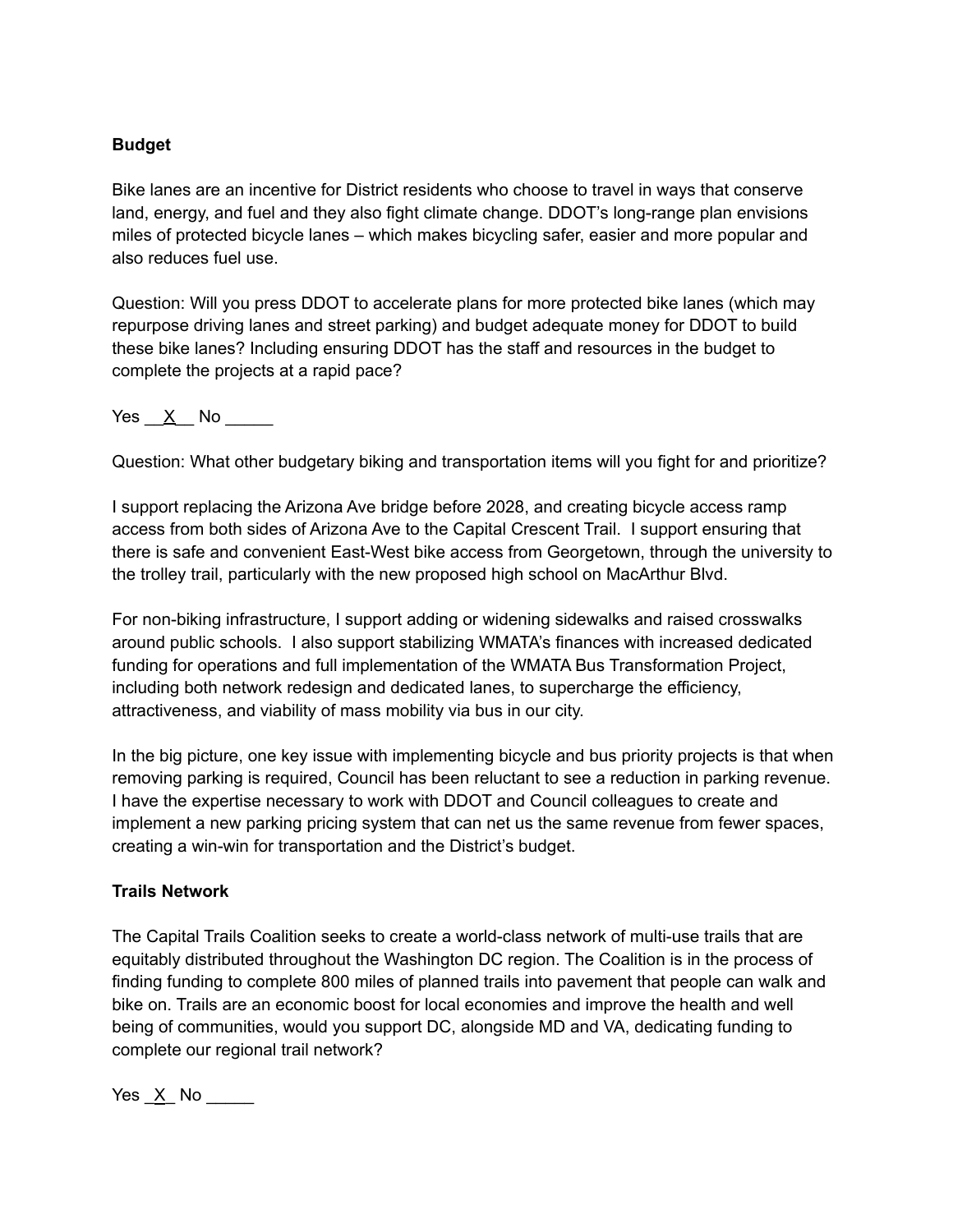**Budget**

Bike lanes are an incentive for District residents who choose to travel in ways that conserve land, energy, and fuel and they also fight climate change. DDOT's long-range plan envisions miles of protected bicycle lanes – which makes bicycling safer, easier and more popular and also reduces fuel use.

Question: Will you press DDOT to accelerate plans for more protected bike lanes (which may repurpose driving lanes and street parking) and budget adequate money for DDOT to build these bike lanes? Including ensuring DDOT has the staff and resources in the budget to complete the projects at a rapid pace?

Yes __X__ No _____

Question: What other budgetary biking and transportation items will you fight for and prioritize?

I support replacing the Arizona Ave bridge before 2028, and creating bicycle access ramp access from both sides of Arizona Ave to the Capital Crescent Trail. I support ensuring that there is safe and convenient East-West bike access from Georgetown, through the university to the trolley trail, particularly with the new proposed high school on MacArthur Blvd.

For non-biking infrastructure, I support adding or widening sidewalks and raised crosswalks around public schools. I also support stabilizing WMATA's finances with increased dedicated funding for operations and full implementation of the WMATA Bus Transformation Project, including both network redesign and dedicated lanes, to supercharge the efficiency, attractiveness, and viability of mass mobility via bus in our city.

In the big picture, one key issue with implementing bicycle and bus priority projects is that when removing parking is required, Council has been reluctant to see a reduction in parking revenue. I have the expertise necessary to work with DDOT and Council colleagues to create and implement a new parking pricing system that can net us the same revenue from fewer spaces, creating a win-win for transportation and the District's budget.

**Trails Network**

The Capital Trails Coalition seeks to create a world-class network of multi-use trails that are equitably distributed throughout the Washington DC region. The Coalition is in the process of finding funding to complete 800 miles of planned trails into pavement that people can walk and bike on. Trails are an economic boost for local economies and improve the health and well being of communities, would you support DC, alongside MD and VA, dedicating funding to complete our regional trail network?

Yes _X_ No _____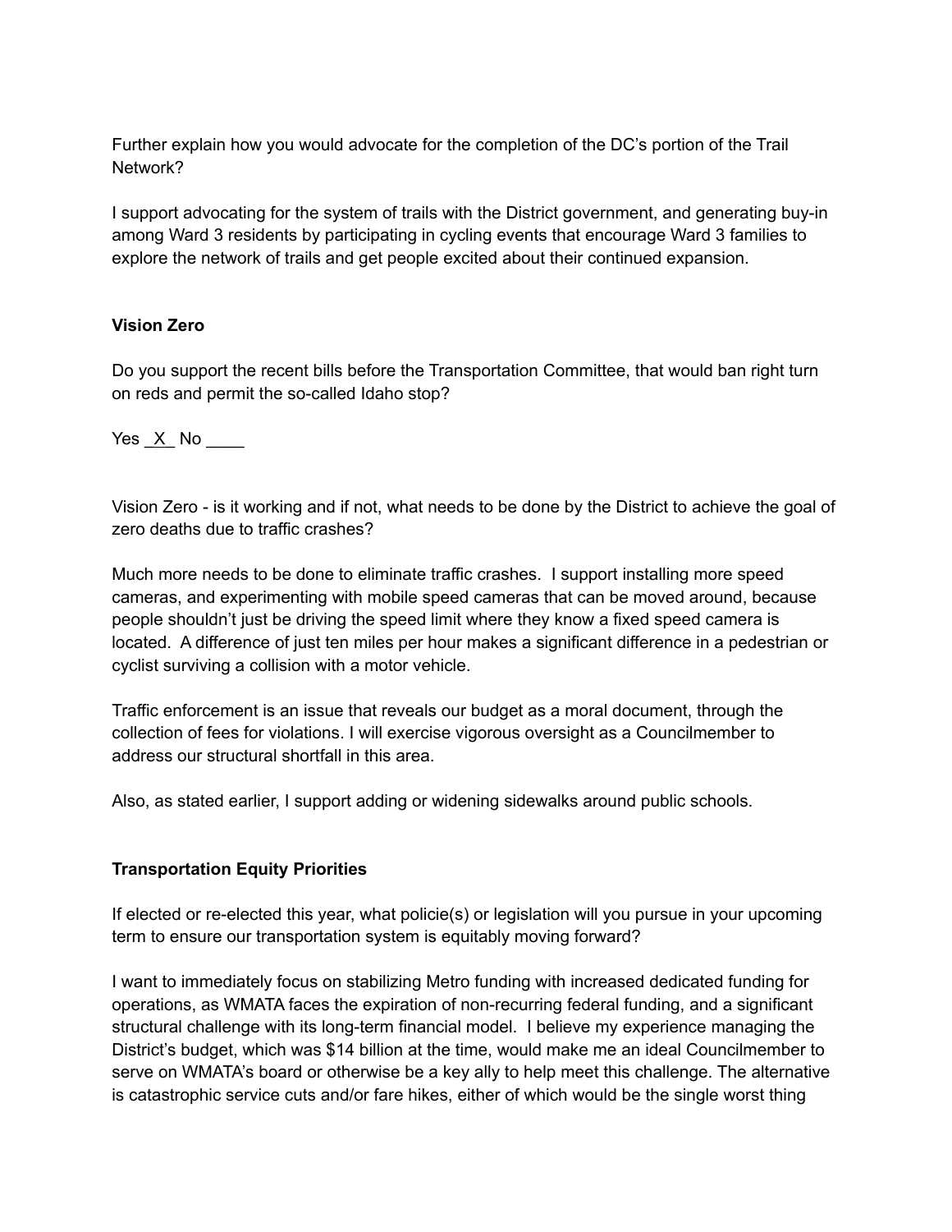Further explain how you would advocate for the completion of the DC's portion of the Trail Network?

I support advocating for the system of trails with the District government, and generating buy-in among Ward 3 residents by participating in cycling events that encourage Ward 3 families to explore the network of trails and get people excited about their continued expansion.

**Vision Zero**

Do you support the recent bills before the Transportation Committee, that would ban right turn on reds and permit the so-called Idaho stop?

Yes _X_ No ____

Vision Zero - is it working and if not, what needs to be done by the District to achieve the goal of zero deaths due to traffic crashes?

Much more needs to be done to eliminate traffic crashes. I support installing more speed cameras, and experimenting with mobile speed cameras that can be moved around, because people shouldn't just be driving the speed limit where they know a fixed speed camera is located. A difference of just ten miles per hour makes a significant difference in a pedestrian or cyclist surviving a collision with a motor vehicle.

Traffic enforcement is an issue that reveals our budget as a moral document, through the collection of fees for violations. I will exercise vigorous oversight as a Councilmember to address our structural shortfall in this area.

Also, as stated earlier, I support adding or widening sidewalks around public schools.

**Transportation Equity Priorities**

If elected or re-elected this year, what policie(s) or legislation will you pursue in your upcoming term to ensure our transportation system is equitably moving forward?

I want to immediately focus on stabilizing Metro funding with increased dedicated funding for operations, as WMATA faces the expiration of non-recurring federal funding, and a significant structural challenge with its long-term financial model. I believe my experience managing the District's budget, which was $14 billion at the time, would make me an ideal Councilmember to serve on WMATA's board or otherwise be a key ally to help meet this challenge. The alternative is catastrophic service cuts and/or fare hikes, either of which would be the single worst thing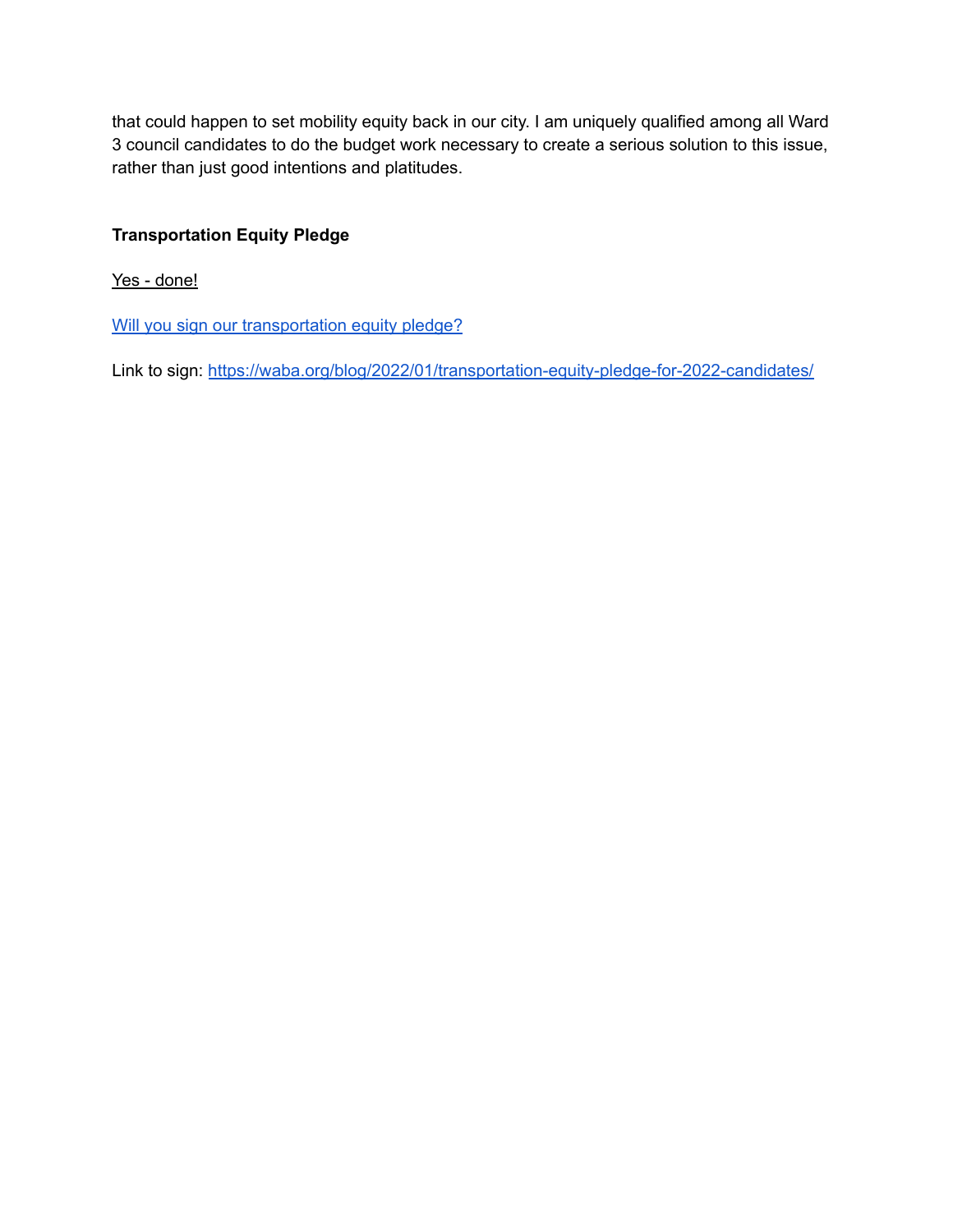that could happen to set mobility equity back in our city. I am uniquely qualified among all Ward 3 council candidates to do the budget work necessary to create a serious solution to this issue, rather than just good intentions and platitudes.

**Transportation Equity Pledge**

Yes - done!

[Will you sign our transportation equity pledge?](https://waba.org/blog/2022/01/transportation-equity-pledge-for-2022-candidates/)

Link to sign: https://waba.org/blog/2022/01/transportation-equity-pledge-for-2022-candidates/